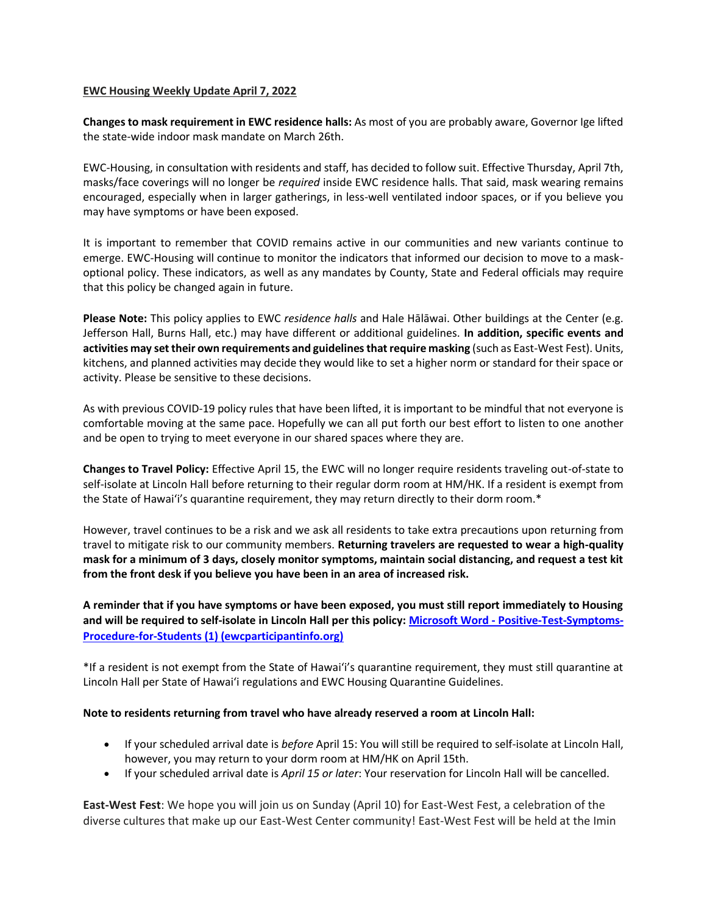**EWC Housing Weekly Update April 7, 2022**

**Changes to mask requirement in EWC residence halls:** As most of you are probably aware, Governor Ige lifted the state-wide indoor mask mandate on March 26th.

EWC-Housing, in consultation with residents and staff, has decided to follow suit. Effective Thursday, April 7th, masks/face coverings will no longer be *required* inside EWC residence halls. That said, mask wearing remains encouraged, especially when in larger gatherings, in less-well ventilated indoor spaces, or if you believe you may have symptoms or have been exposed.

It is important to remember that COVID remains active in our communities and new variants continue to emerge. EWC-Housing will continue to monitor the indicators that informed our decision to move to a mask-optional policy. These indicators, as well as any mandates by County, State and Federal officials may require that this policy be changed again in future.

**Please Note:** This policy applies to EWC *residence halls* and Hale Hālāwai. Other buildings at the Center (e.g. Jefferson Hall, Burns Hall, etc.) may have different or additional guidelines. **In addition, specific events and activities may set their own requirements and guidelines that require masking** (such as East-West Fest). Units, kitchens, and planned activities may decide they would like to set a higher norm or standard for their space or activity. Please be sensitive to these decisions.

As with previous COVID-19 policy rules that have been lifted, it is important to be mindful that not everyone is comfortable moving at the same pace. Hopefully we can all put forth our best effort to listen to one another and be open to trying to meet everyone in our shared spaces where they are.

**Changes to Travel Policy:** Effective April 15, the EWC will no longer require residents traveling out-of-state to self-isolate at Lincoln Hall before returning to their regular dorm room at HM/HK. If a resident is exempt from the State of Hawaiʻi's quarantine requirement, they may return directly to their dorm room.*

However, travel continues to be a risk and we ask all residents to take extra precautions upon returning from travel to mitigate risk to our community members. **Returning travelers are requested to wear a high-quality mask for a minimum of 3 days, closely monitor symptoms, maintain social distancing, and request a test kit from the front desk if you believe you have been in an area of increased risk.**

**A reminder that if you have symptoms or have been exposed, you must still report immediately to Housing and will be required to self-isolate in Lincoln Hall per this policy: Microsoft Word - Positive-Test-Symptoms-Procedure-for-Students (1) (ewcparticipantinfo.org)**

*If a resident is not exempt from the State of Hawaiʻi's quarantine requirement, they must still quarantine at Lincoln Hall per State of Hawaiʻi regulations and EWC Housing Quarantine Guidelines.

**Note to residents returning from travel who have already reserved a room at Lincoln Hall:**

- If your scheduled arrival date is *before* April 15: You will still be required to self-isolate at Lincoln Hall, however, you may return to your dorm room at HM/HK on April 15th.
- If your scheduled arrival date is *April 15 or later*: Your reservation for Lincoln Hall will be cancelled.

**East-West Fest**: We hope you will join us on Sunday (April 10) for East-West Fest, a celebration of the diverse cultures that make up our East-West Center community! East-West Fest will be held at the Imin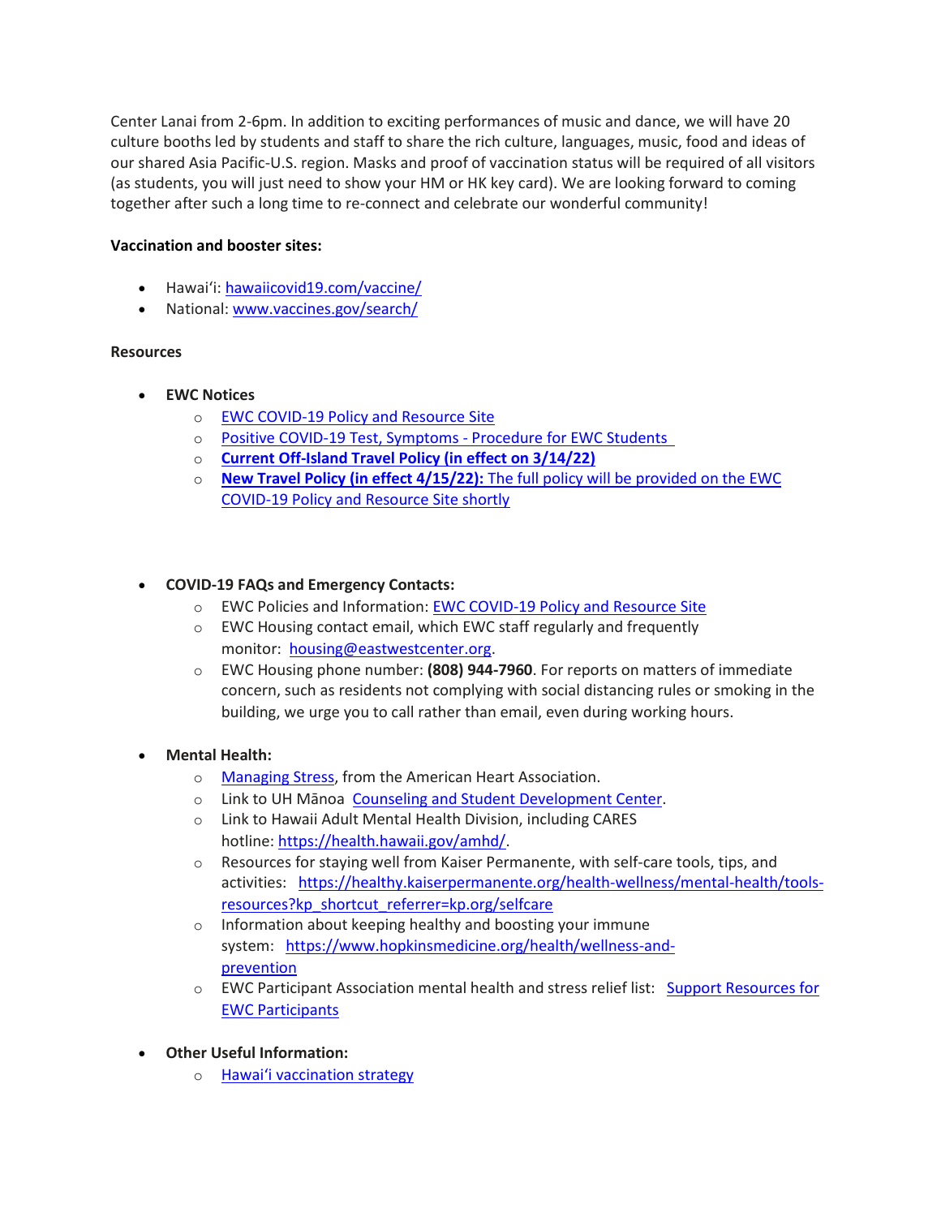Center Lanai from 2-6pm. In addition to exciting performances of music and dance, we will have 20 culture booths led by students and staff to share the rich culture, languages, music, food and ideas of our shared Asia Pacific-U.S. region. Masks and proof of vaccination status will be required of all visitors (as students, you will just need to show your HM or HK key card). We are looking forward to coming together after such a long time to re-connect and celebrate our wonderful community!

**Vaccination and booster sites:**

- Hawaiʻi: hawaiicovid19.com/vaccine/
- National: www.vaccines.gov/search/

**Resources**

- **EWC Notices**
  - EWC COVID-19 Policy and Resource Site
  - Positive COVID-19 Test, Symptoms - Procedure for EWC Students
  - **Current Off-Island Travel Policy (in effect on 3/14/22)**
  - **New Travel Policy (in effect 4/15/22):** The full policy will be provided on the EWC COVID-19 Policy and Resource Site shortly

- **COVID-19 FAQs and Emergency Contacts:**
  - EWC Policies and Information: EWC COVID-19 Policy and Resource Site
  - EWC Housing contact email, which EWC staff regularly and frequently monitor: housing@eastwestcenter.org.
  - EWC Housing phone number: **(808) 944-7960**. For reports on matters of immediate concern, such as residents not complying with social distancing rules or smoking in the building, we urge you to call rather than email, even during working hours.

- **Mental Health:**
  - Managing Stress, from the American Heart Association.
  - Link to UH Mānoa Counseling and Student Development Center.
  - Link to Hawaii Adult Mental Health Division, including CARES hotline: https://health.hawaii.gov/amhd/.
  - Resources for staying well from Kaiser Permanente, with self-care tools, tips, and activities: https://healthy.kaiserpermanente.org/health-wellness/mental-health/tools-resources?kp_shortcut_referrer=kp.org/selfcare
  - Information about keeping healthy and boosting your immune system: https://www.hopkinsmedicine.org/health/wellness-and-prevention
  - EWC Participant Association mental health and stress relief list: Support Resources for EWC Participants

- **Other Useful Information:**
  - Hawaiʻi vaccination strategy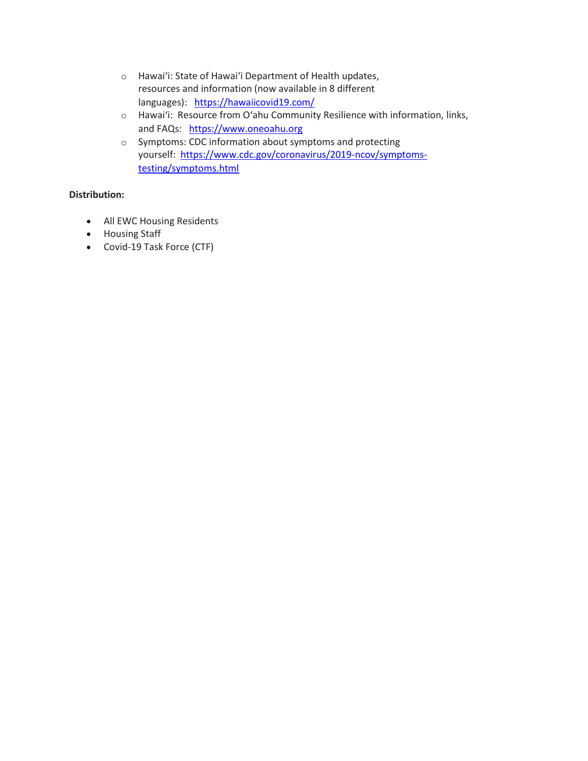- Hawaiʻi: State of Hawaiʻi Department of Health updates, resources and information (now available in 8 different languages): [https://hawaiicovid19.com/](https://hawaiicovid19.com/)
- Hawaiʻi: Resource from Oʻahu Community Resilience with information, links, and FAQs: [https://www.oneoahu.org](https://www.oneoahu.org)
- Symptoms: CDC information about symptoms and protecting yourself: [https://www.cdc.gov/coronavirus/2019-ncov/symptoms-testing/symptoms.html](https://www.cdc.gov/coronavirus/2019-ncov/symptoms-testing/symptoms.html)

**Distribution:**

- All EWC Housing Residents
- Housing Staff
- Covid-19 Task Force (CTF)